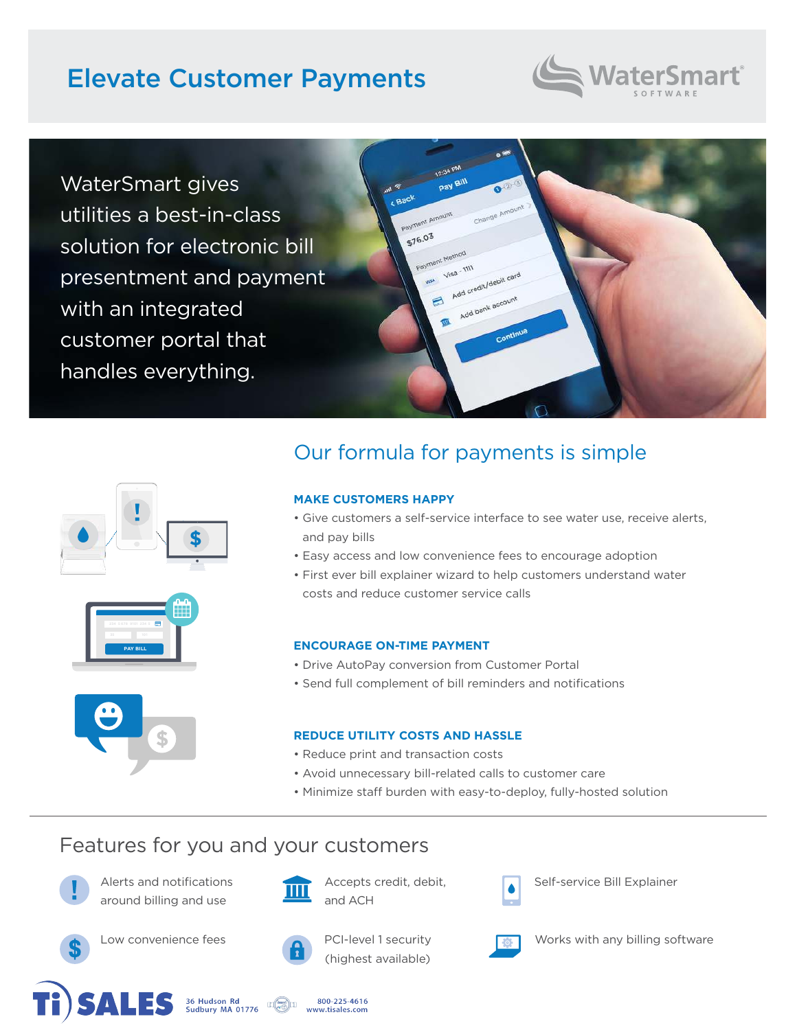# Elevate Customer Payments

WaterSmart SOFTWARE

WaterSmart gives utilities a best-in-class solution for electronic bill presentment and payment with an integrated customer portal that handles everything.

## Our formula for payments is simple

### MAKE CUSTOMERS HAPPY

- Give customers a self-service interface to see water use, receive alerts, and pay bills
- Easy access and low convenience fees to encourage adoption
- First ever bill explainer wizard to help customers understand water costs and reduce customer service calls

### ENCOURAGE ON-TIME PAYMENT

- Drive AutoPay conversion from Customer Portal
- Send full complement of bill reminders and notifications

### REDUCE UTILITY COSTS AND HASSLE

- Reduce print and transaction costs
- Avoid unnecessary bill-related calls to customer care
- Minimize staff burden with easy-to-deploy, fully-hosted solution

## Features for you and your customers

- Alerts and notifications around billing and use
- Accepts credit, debit, and ACH
- Self-service Bill Explainer
- Low convenience fees
- PCI-level 1 security (highest available)
- Works with any billing software

Ti SALES 36 Hudson Rd Sudbury MA 01776 800-225-4616 www.tisales.com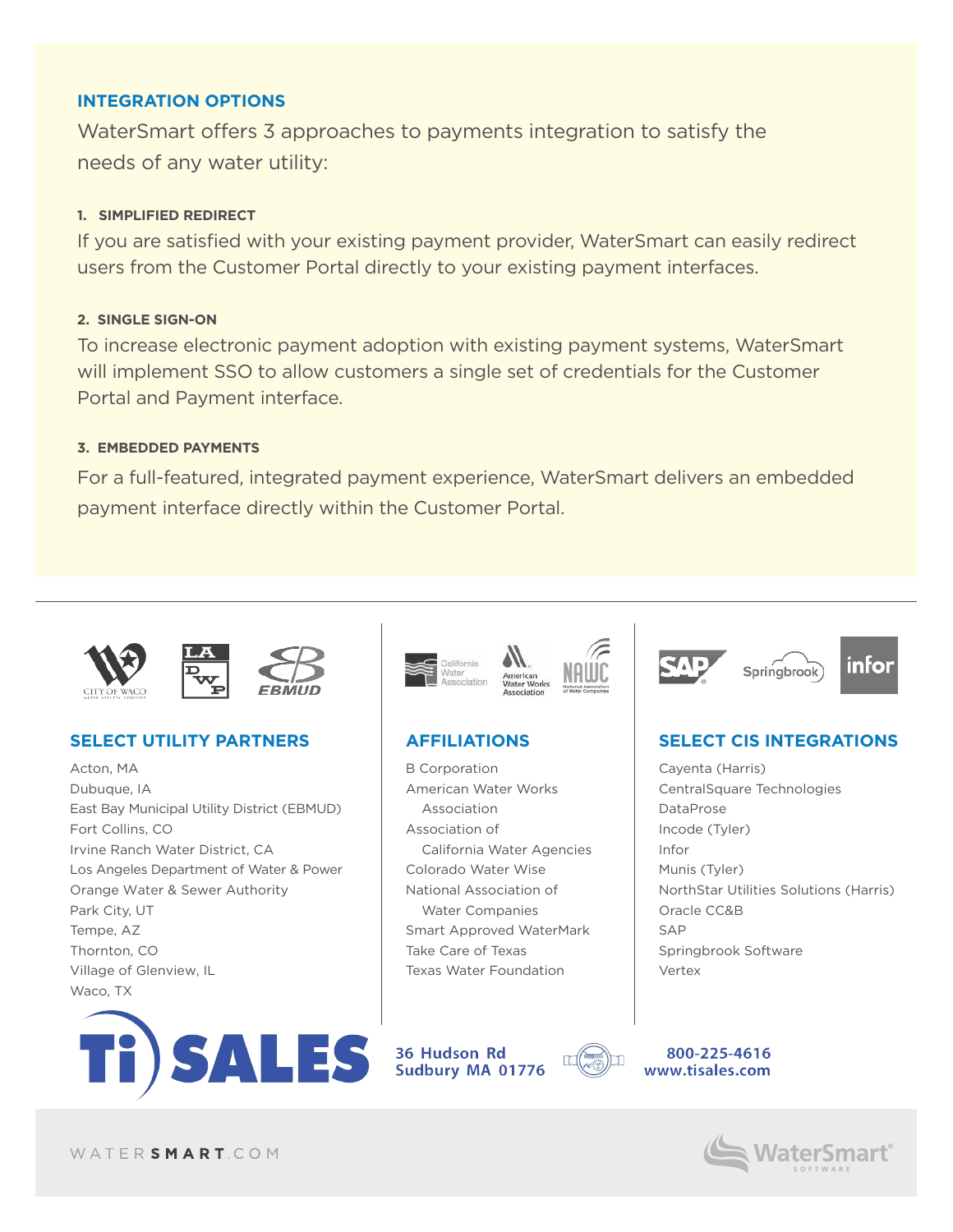## INTEGRATION OPTIONS

WaterSmart offers 3 approaches to payments integration to satisfy the needs of any water utility:

### 1. SIMPLIFIED REDIRECT

If you are satisfied with your existing payment provider, WaterSmart can easily redirect users from the Customer Portal directly to your existing payment interfaces.

### 2. SINGLE SIGN-ON

To increase electronic payment adoption with existing payment systems, WaterSmart will implement SSO to allow customers a single set of credentials for the Customer Portal and Payment interface.

### 3. EMBEDDED PAYMENTS

For a full-featured, integrated payment experience, WaterSmart delivers an embedded payment interface directly within the Customer Portal.

## SELECT UTILITY PARTNERS

- Acton, MA
- Dubuque, IA
- East Bay Municipal Utility District (EBMUD)
- Fort Collins, CO
- Irvine Ranch Water District, CA
- Los Angeles Department of Water & Power
- Orange Water & Sewer Authority
- Park City, UT
- Tempe, AZ
- Thornton, CO
- Village of Glenview, IL
- Waco, TX

## AFFILIATIONS

- B Corporation
- American Water Works Association
- Association of California Water Agencies
- Colorado Water Wise
- National Association of Water Companies
- Smart Approved WaterMark
- Take Care of Texas
- Texas Water Foundation

## SELECT CIS INTEGRATIONS

- Cayenta (Harris)
- CentralSquare Technologies
- DataProse
- Incode (Tyler)
- Infor
- Munis (Tyler)
- NorthStar Utilities Solutions (Harris)
- Oracle CC&B
- SAP
- Springbrook Software
- Vertex

Ti SALES

36 Hudson Rd
Sudbury MA 01776

800-225-4616
www.tisales.com

WATERSMART.COM